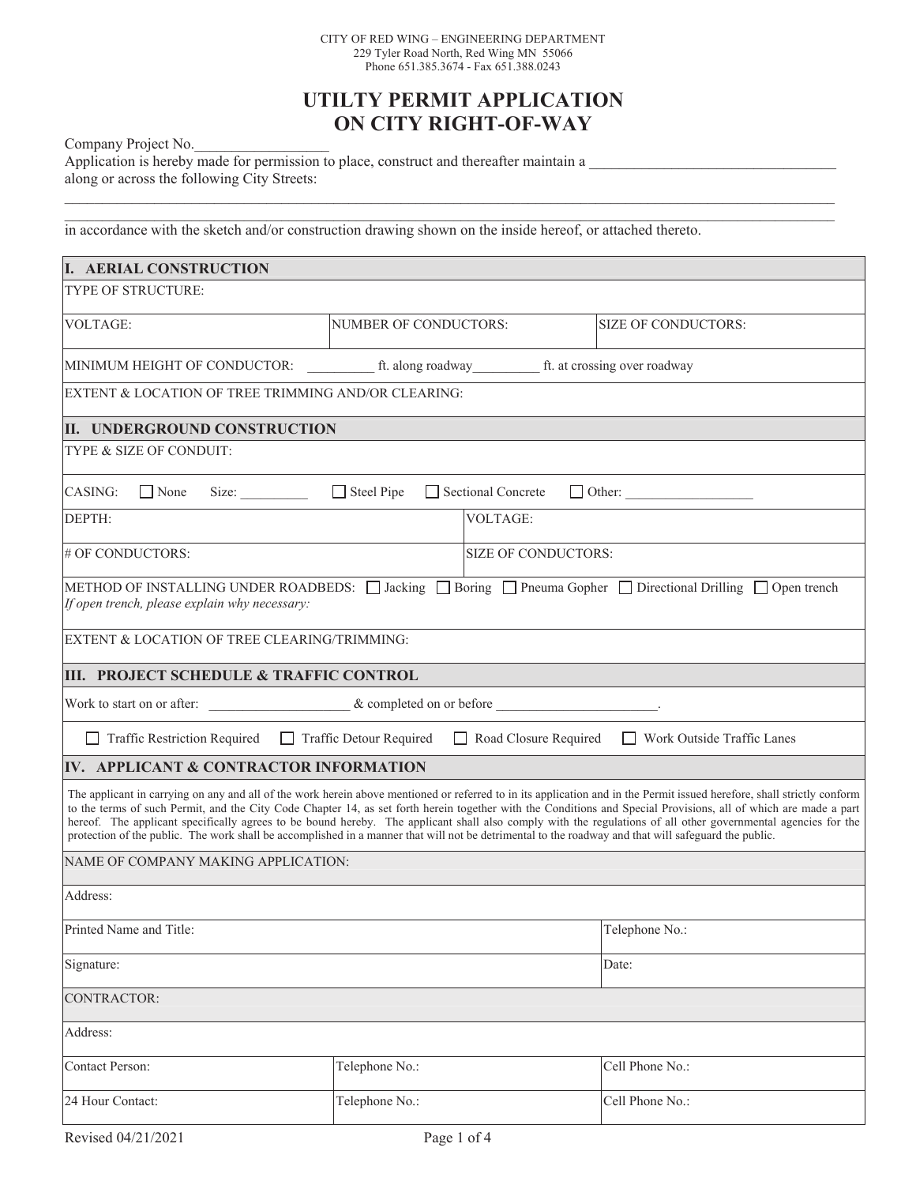CITY OF RED WING – ENGINEERING DEPARTMENT
229 Tyler Road North, Red Wing MN 55066
Phone 651.385.3674 - Fax 651.388.0243

# UTILTY PERMIT APPLICATION ON CITY RIGHT-OF-WAY

Company Project No.\_\_\_\_\_\_\_\_\_\_\_\_\_\_\_\_\_\_

Application is hereby made for permission to place, construct and thereafter maintain a \_\_\_\_\_\_\_\_\_\_\_\_\_\_\_\_\_\_\_\_\_\_\_\_\_\_\_\_\_\_\_\_\_ along or across the following City Streets:

\_\_\_\_\_\_\_\_\_\_\_\_\_\_\_\_\_\_\_\_\_\_\_\_\_\_\_\_\_\_\_\_\_\_\_\_\_\_\_\_\_\_\_\_\_\_\_\_\_\_\_\_\_\_\_\_\_\_\_\_\_\_\_\_\_\_\_\_\_\_\_\_\_\_\_\_\_\_\_\_\_\_

\_\_\_\_\_\_\_\_\_\_\_\_\_\_\_\_\_\_\_\_\_\_\_\_\_\_\_\_\_\_\_\_\_\_\_\_\_\_\_\_\_\_\_\_\_\_\_\_\_\_\_\_\_\_\_\_\_\_\_\_\_\_\_\_\_\_\_\_\_\_\_\_\_\_\_\_\_\_\_\_\_\_

in accordance with the sketch and/or construction drawing shown on the inside hereof, or attached thereto.

## I. AERIAL CONSTRUCTION

| TYPE OF STRUCTURE: | | |
|---|---|---|
| VOLTAGE: | NUMBER OF CONDUCTORS: | SIZE OF CONDUCTORS: |
| MINIMUM HEIGHT OF CONDUCTOR: \_\_\_\_\_\_\_\_\_\_ ft. along roadway\_\_\_\_\_\_\_\_\_\_ ft. at crossing over roadway | | |
| EXTENT & LOCATION OF TREE TRIMMING AND/OR CLEARING: | | |

## II. UNDERGROUND CONSTRUCTION

| TYPE & SIZE OF CONDUIT: | |
|---|---|
| CASING: ☐ None Size: \_\_\_\_\_\_\_\_\_\_ ☐ Steel Pipe ☐ Sectional Concrete ☐ Other: \_\_\_\_\_\_\_\_\_\_\_\_\_\_\_\_\_\_\_ | |
| DEPTH: | VOLTAGE: |
| # OF CONDUCTORS: | SIZE OF CONDUCTORS: |
| METHOD OF INSTALLING UNDER ROADBEDS: ☐ Jacking ☐ Boring ☐ Pneuma Gopher ☐ Directional Drilling ☐ Open trench<br>*If open trench, please explain why necessary:* | |
| EXTENT & LOCATION OF TREE CLEARING/TRIMMING: | |

## III. PROJECT SCHEDULE & TRAFFIC CONTROL

Work to start on or after: \_\_\_\_\_\_\_\_\_\_\_\_\_\_\_\_\_\_\_\_\_ & completed on or before \_\_\_\_\_\_\_\_\_\_\_\_\_\_\_\_\_\_\_\_\_\_\_\_.

☐ Traffic Restriction Required ☐ Traffic Detour Required ☐ Road Closure Required ☐ Work Outside Traffic Lanes

## IV. APPLICANT & CONTRACTOR INFORMATION

The applicant in carrying on any and all of the work herein above mentioned or referred to in its application and in the Permit issued herefore, shall strictly conform to the terms of such Permit, and the City Code Chapter 14, as set forth herein together with the Conditions and Special Provisions, all of which are made a part hereof. The applicant specifically agrees to be bound hereby. The applicant shall also comply with the regulations of all other governmental agencies for the protection of the public. The work shall be accomplished in a manner that will not be detrimental to the roadway and that will safeguard the public.

| NAME OF COMPANY MAKING APPLICATION: | | |
|---|---|---|
| Address: | | |
| Printed Name and Title: | | Telephone No.: |
| Signature: | | Date: |
| CONTRACTOR: | | |
| Address: | | |
| Contact Person: | Telephone No.: | Cell Phone No.: |
| 24 Hour Contact: | Telephone No.: | Cell Phone No.: |

Revised 04/21/2021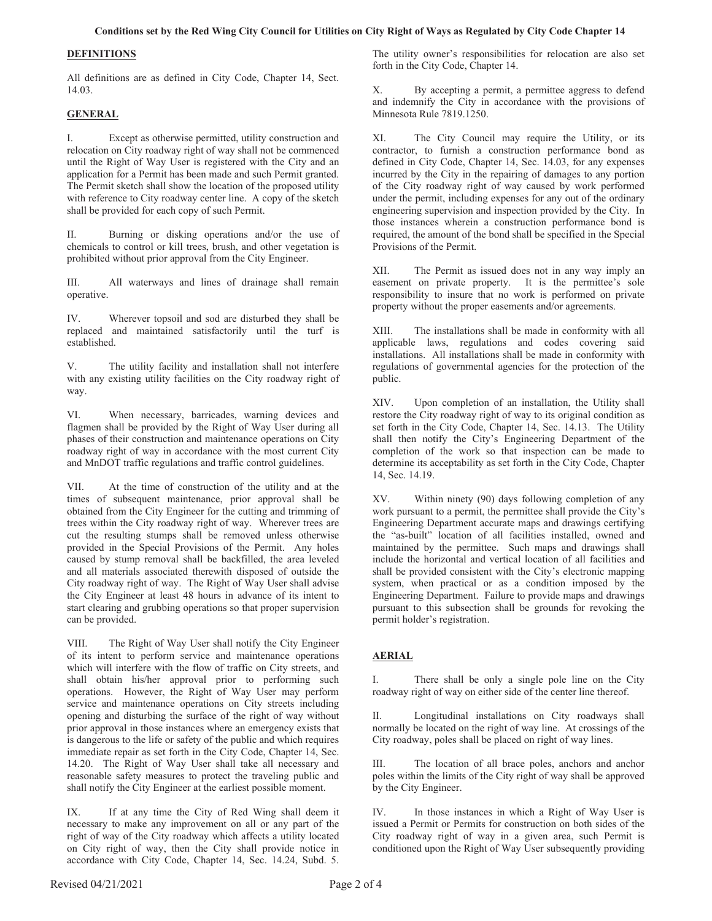**Conditions set by the Red Wing City Council for Utilities on City Right of Ways as Regulated by City Code Chapter 14**

## DEFINITIONS

All definitions are as defined in City Code, Chapter 14, Sect. 14.03.

## GENERAL

I. Except as otherwise permitted, utility construction and relocation on City roadway right of way shall not be commenced until the Right of Way User is registered with the City and an application for a Permit has been made and such Permit granted. The Permit sketch shall show the location of the proposed utility with reference to City roadway center line. A copy of the sketch shall be provided for each copy of such Permit.

II. Burning or disking operations and/or the use of chemicals to control or kill trees, brush, and other vegetation is prohibited without prior approval from the City Engineer.

III. All waterways and lines of drainage shall remain operative.

IV. Wherever topsoil and sod are disturbed they shall be replaced and maintained satisfactorily until the turf is established.

V. The utility facility and installation shall not interfere with any existing utility facilities on the City roadway right of way.

VI. When necessary, barricades, warning devices and flagmen shall be provided by the Right of Way User during all phases of their construction and maintenance operations on City roadway right of way in accordance with the most current City and MnDOT traffic regulations and traffic control guidelines.

VII. At the time of construction of the utility and at the times of subsequent maintenance, prior approval shall be obtained from the City Engineer for the cutting and trimming of trees within the City roadway right of way. Wherever trees are cut the resulting stumps shall be removed unless otherwise provided in the Special Provisions of the Permit. Any holes caused by stump removal shall be backfilled, the area leveled and all materials associated therewith disposed of outside the City roadway right of way. The Right of Way User shall advise the City Engineer at least 48 hours in advance of its intent to start clearing and grubbing operations so that proper supervision can be provided.

VIII. The Right of Way User shall notify the City Engineer of its intent to perform service and maintenance operations which will interfere with the flow of traffic on City streets, and shall obtain his/her approval prior to performing such operations. However, the Right of Way User may perform service and maintenance operations on City streets including opening and disturbing the surface of the right of way without prior approval in those instances where an emergency exists that is dangerous to the life or safety of the public and which requires immediate repair as set forth in the City Code, Chapter 14, Sec. 14.20. The Right of Way User shall take all necessary and reasonable safety measures to protect the traveling public and shall notify the City Engineer at the earliest possible moment.

IX. If at any time the City of Red Wing shall deem it necessary to make any improvement on all or any part of the right of way of the City roadway which affects a utility located on City right of way, then the City shall provide notice in accordance with City Code, Chapter 14, Sec. 14.24, Subd. 5. The utility owner's responsibilities for relocation are also set forth in the City Code, Chapter 14.

X. By accepting a permit, a permittee aggress to defend and indemnify the City in accordance with the provisions of Minnesota Rule 7819.1250.

XI. The City Council may require the Utility, or its contractor, to furnish a construction performance bond as defined in City Code, Chapter 14, Sec. 14.03, for any expenses incurred by the City in the repairing of damages to any portion of the City roadway right of way caused by work performed under the permit, including expenses for any out of the ordinary engineering supervision and inspection provided by the City. In those instances wherein a construction performance bond is required, the amount of the bond shall be specified in the Special Provisions of the Permit.

XII. The Permit as issued does not in any way imply an easement on private property. It is the permittee's sole responsibility to insure that no work is performed on private property without the proper easements and/or agreements.

XIII. The installations shall be made in conformity with all applicable laws, regulations and codes covering said installations. All installations shall be made in conformity with regulations of governmental agencies for the protection of the public.

XIV. Upon completion of an installation, the Utility shall restore the City roadway right of way to its original condition as set forth in the City Code, Chapter 14, Sec. 14.13. The Utility shall then notify the City's Engineering Department of the completion of the work so that inspection can be made to determine its acceptability as set forth in the City Code, Chapter 14, Sec. 14.19.

XV. Within ninety (90) days following completion of any work pursuant to a permit, the permittee shall provide the City's Engineering Department accurate maps and drawings certifying the "as-built" location of all facilities installed, owned and maintained by the permittee. Such maps and drawings shall include the horizontal and vertical location of all facilities and shall be provided consistent with the City's electronic mapping system, when practical or as a condition imposed by the Engineering Department. Failure to provide maps and drawings pursuant to this subsection shall be grounds for revoking the permit holder's registration.

## AERIAL

I. There shall be only a single pole line on the City roadway right of way on either side of the center line thereof.

II. Longitudinal installations on City roadways shall normally be located on the right of way line. At crossings of the City roadway, poles shall be placed on right of way lines.

III. The location of all brace poles, anchors and anchor poles within the limits of the City right of way shall be approved by the City Engineer.

IV. In those instances in which a Right of Way User is issued a Permit or Permits for construction on both sides of the City roadway right of way in a given area, such Permit is conditioned upon the Right of Way User subsequently providing

Revised 04/21/2021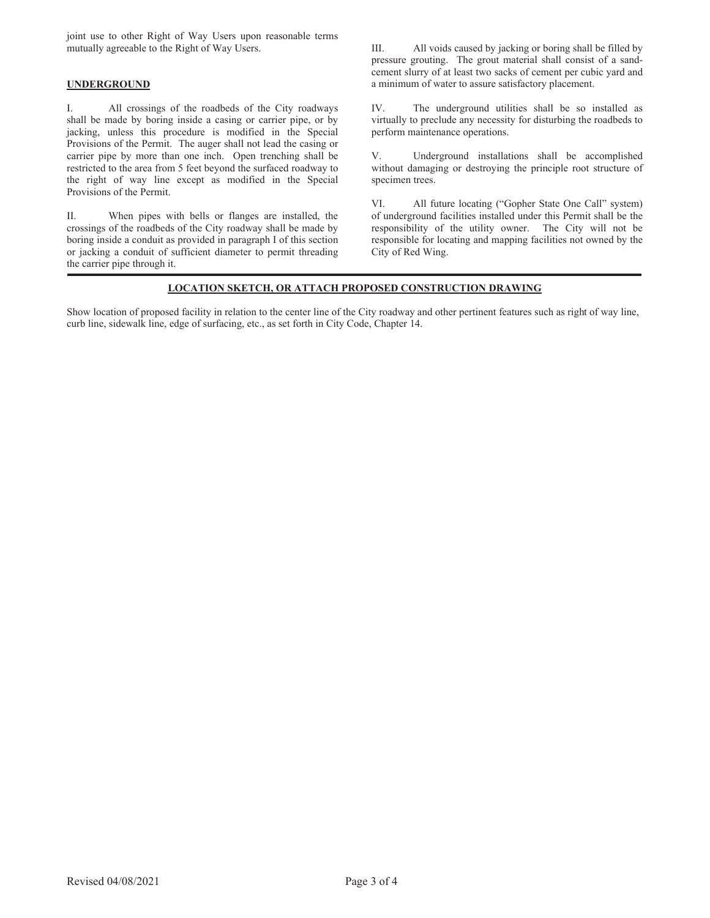joint use to other Right of Way Users upon reasonable terms mutually agreeable to the Right of Way Users.

**UNDERGROUND**

I. All crossings of the roadbeds of the City roadways shall be made by boring inside a casing or carrier pipe, or by jacking, unless this procedure is modified in the Special Provisions of the Permit. The auger shall not lead the casing or carrier pipe by more than one inch. Open trenching shall be restricted to the area from 5 feet beyond the surfaced roadway to the right of way line except as modified in the Special Provisions of the Permit.

II. When pipes with bells or flanges are installed, the crossings of the roadbeds of the City roadway shall be made by boring inside a conduit as provided in paragraph I of this section or jacking a conduit of sufficient diameter to permit threading the carrier pipe through it.

III. All voids caused by jacking or boring shall be filled by pressure grouting. The grout material shall consist of a sand-cement slurry of at least two sacks of cement per cubic yard and a minimum of water to assure satisfactory placement.

IV. The underground utilities shall be so installed as virtually to preclude any necessity for disturbing the roadbeds to perform maintenance operations.

V. Underground installations shall be accomplished without damaging or destroying the principle root structure of specimen trees.

VI. All future locating ("Gopher State One Call" system) of underground facilities installed under this Permit shall be the responsibility of the utility owner. The City will not be responsible for locating and mapping facilities not owned by the City of Red Wing.

**LOCATION SKETCH, OR ATTACH PROPOSED CONSTRUCTION DRAWING**

Show location of proposed facility in relation to the center line of the City roadway and other pertinent features such as right of way line, curb line, sidewalk line, edge of surfacing, etc., as set forth in City Code, Chapter 14.

Revised 04/08/2021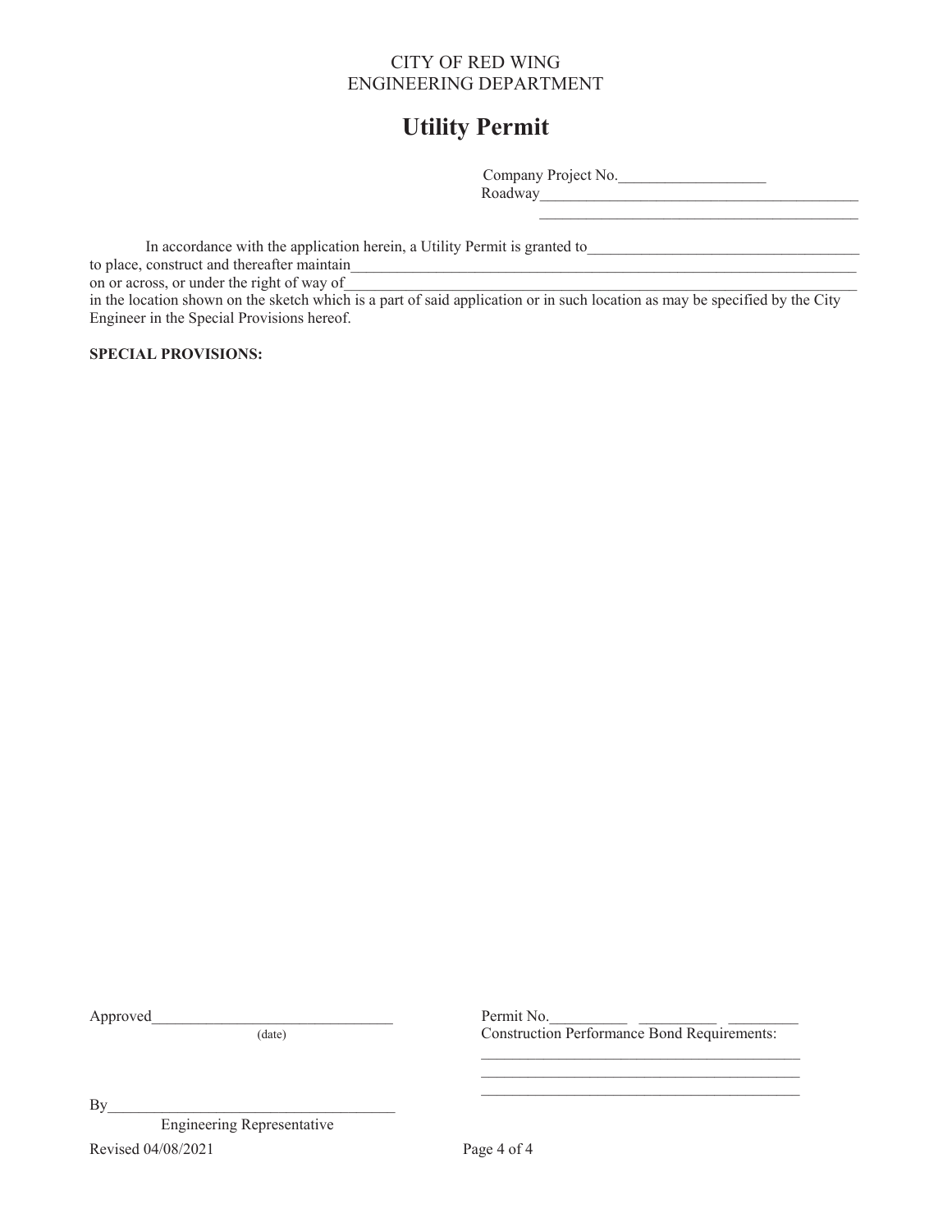CITY OF RED WING
ENGINEERING DEPARTMENT

# Utility Permit

Company Project No.\_\_\_\_\_\_\_\_\_\_\_\_\_\_\_\_\_\_\_

Roadway\_\_\_\_\_\_\_\_\_\_\_\_\_\_\_\_\_\_\_\_\_\_\_\_\_\_\_\_\_\_\_\_\_\_\_\_\_\_\_\_\_

\_\_\_\_\_\_\_\_\_\_\_\_\_\_\_\_\_\_\_\_\_\_\_\_\_\_\_\_\_\_\_\_\_\_\_\_\_\_\_\_\_

In accordance with the application herein, a Utility Permit is granted to\_\_\_\_\_\_\_\_\_\_\_\_\_\_\_\_\_\_\_\_\_\_\_\_\_\_\_\_\_\_\_\_\_\_\_ to place, construct and thereafter maintain\_\_\_\_\_\_\_\_\_\_\_\_\_\_\_\_\_\_\_\_\_\_\_\_\_\_\_\_\_\_\_\_\_\_\_\_\_\_\_\_\_\_\_\_\_\_\_\_\_\_\_\_\_\_\_\_\_\_\_\_\_\_\_\_\_\_ on or across, or under the right of way of\_\_\_\_\_\_\_\_\_\_\_\_\_\_\_\_\_\_\_\_\_\_\_\_\_\_\_\_\_\_\_\_\_\_\_\_\_\_\_\_\_\_\_\_\_\_\_\_\_\_\_\_\_\_\_\_\_\_\_\_\_\_\_\_\_\_ in the location shown on the sketch which is a part of said application or in such location as may be specified by the City Engineer in the Special Provisions hereof.

**SPECIAL PROVISIONS:**

Approved\_\_\_\_\_\_\_\_\_\_\_\_\_\_\_\_\_\_\_\_\_\_\_\_\_\_\_\_\_\_\_
(date)

By\_\_\_\_\_\_\_\_\_\_\_\_\_\_\_\_\_\_\_\_\_\_\_\_\_\_\_\_\_\_\_\_\_\_\_\_\_\_
Engineering Representative

Permit No.\_\_\_\_\_\_\_\_\_\_ \_\_\_\_\_\_\_\_\_\_ \_\_\_\_\_\_\_\_\_

Construction Performance Bond Requirements:

\_\_\_\_\_\_\_\_\_\_\_\_\_\_\_\_\_\_\_\_\_\_\_\_\_\_\_\_\_\_\_\_\_\_\_\_\_\_\_\_\_

\_\_\_\_\_\_\_\_\_\_\_\_\_\_\_\_\_\_\_\_\_\_\_\_\_\_\_\_\_\_\_\_\_\_\_\_\_\_\_\_\_

\_\_\_\_\_\_\_\_\_\_\_\_\_\_\_\_\_\_\_\_\_\_\_\_\_\_\_\_\_\_\_\_\_\_\_\_\_\_\_\_\_

Revised 04/08/2021